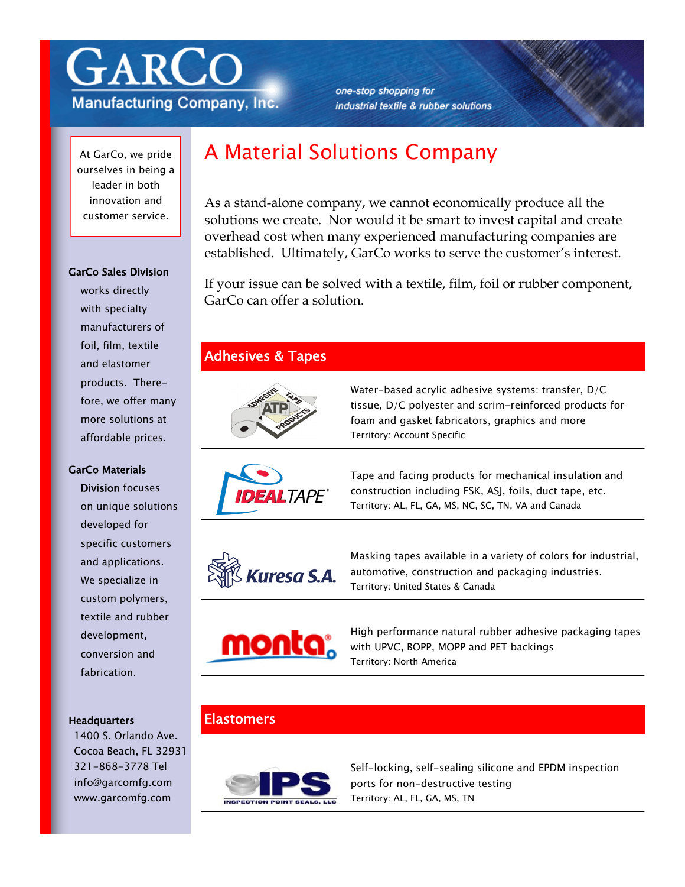# GarCo Manufacturing Company, Inc.

*one-stop shopping for industrial textile & rubber solutions*

At GarCo, we pride ourselves on being a leader in both innovation and customer service.

**GarCo Sales Division** works directly with specialty manufacturers of foil, film, textile and elastomer products. Therefore, we offer many more solutions at affordable prices.

**GarCo Materials Division** focuses on unique solutions developed for specific customers and applications. We specialize in custom polymers, textile and rubber development, conversion and fabrication.

**Headquarters**
1400 S. Orlando Ave.
Cocoa Beach, FL 32931
321-868-3778 Tel
info@garcomfg.com
www.garcomfg.com

## A Material Solutions Company

As a stand-alone company, we cannot economically produce all the solutions we create. Nor would it be smart to invest capital and create overhead cost when many experienced manufacturing companies are established. Ultimately, GarCo works to serve the customer's interest.

If your issue can be solved with a textile, film, foil or rubber component, GarCo can offer a solution.

## Adhesives & Tapes

**Adhesive Tape Products (ATP)**

Water-based acrylic adhesive systems: transfer, D/C tissue, D/C polyester and scrim-reinforced products for foam and gasket fabricators, graphics and more
Territory: Account Specific

**IDEALTAPE**

Tape and facing products for mechanical insulation and construction including FSK, ASJ, foils, duct tape, etc.
Territory: AL, FL, GA, MS, NC, SC, TN, VA and Canada

**Kuresa S.A.**

Masking tapes available in a variety of colors for industrial, automotive, construction and packaging industries.
Territory: United States & Canada

**monta**

High performance natural rubber adhesive packaging tapes with UPVC, BOPP, MOPP and PET backings
Territory: North America

## Elastomers

**IPS – Inspection Point Seals, LLC**

Self-locking, self-sealing silicone and EPDM inspection ports for non-destructive testing
Territory: AL, FL, GA, MS, TN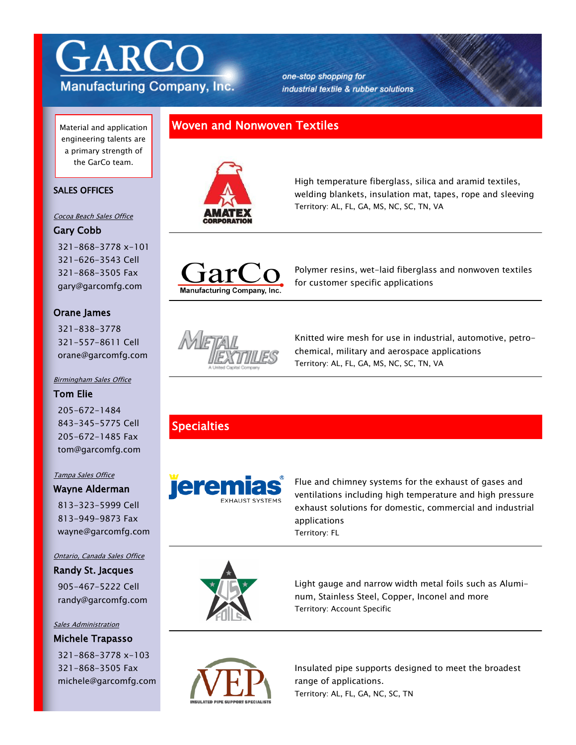# GARCO Manufacturing Company, Inc.

*one-stop shopping for industrial textile & rubber solutions*

Material and application engineering talents are a primary strength of the GarCo team.

## SALES OFFICES

*Cocoa Beach Sales Office*

**Gary Cobb**
321-868-3778 x-101
321-626-3543 Cell
321-868-3505 Fax
gary@garcomfg.com

**Orane James**
321-838-3778
321-557-8611 Cell
orane@garcomfg.com

*Birmingham Sales Office*

**Tom Elie**
205-672-1484
843-345-5775 Cell
205-672-1485 Fax
tom@garcomfg.com

*Tampa Sales Office*

**Wayne Alderman**
813-323-5999 Cell
813-949-9873 Fax
wayne@garcomfg.com

*Ontario, Canada Sales Office*

**Randy St. Jacques**
905-467-5222 Cell
randy@garcomfg.com

*Sales Administration*

**Michele Trapasso**
321-868-3778 x-103
321-868-3505 Fax
michele@garcomfg.com

## Woven and Nonwoven Textiles

**AMATEX CORPORATION**

High temperature fiberglass, silica and aramid textiles, welding blankets, insulation mat, tapes, rope and sleeving
Territory: AL, FL, GA, MS, NC, SC, TN, VA

**GarCo Manufacturing Company, Inc.**

Polymer resins, wet-laid fiberglass and nonwoven textiles for customer specific applications

**Metal Textiles** – A United Capital Company

Knitted wire mesh for use in industrial, automotive, petro-chemical, military and aerospace applications
Territory: AL, FL, GA, MS, NC, SC, TN, VA

## Specialties

**jeremias EXHAUST SYSTEMS**

Flue and chimney systems for the exhaust of gases and ventilations including high temperature and high pressure exhaust solutions for domestic, commercial and industrial applications
Territory: FL

**US FOILS Inc.**

Light gauge and narrow width metal foils such as Aluminum, Stainless Steel, Copper, Inconel and more
Territory: Account Specific

**VEP – INSULATED PIPE SUPPORT SPECIALISTS**

Insulated pipe supports designed to meet the broadest range of applications.
Territory: AL, FL, GA, NC, SC, TN